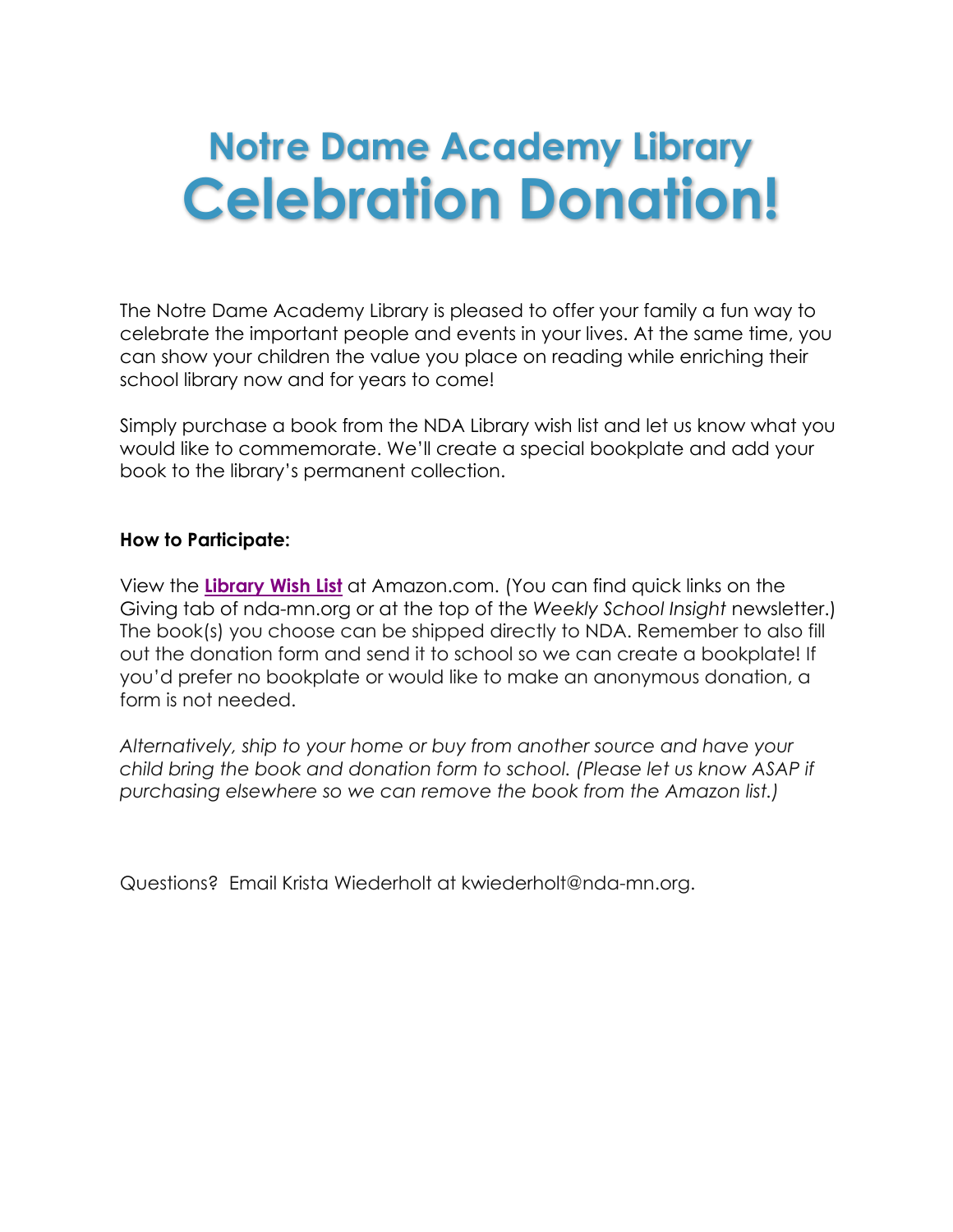# Notre Dame Academy Library
# Celebration Donation!

The Notre Dame Academy Library is pleased to offer your family a fun way to celebrate the important people and events in your lives. At the same time, you can show your children the value you place on reading while enriching their school library now and for years to come!

Simply purchase a book from the NDA Library wish list and let us know what you would like to commemorate. We'll create a special bookplate and add your book to the library's permanent collection.

**How to Participate:**

View the **Library Wish List** at Amazon.com. (You can find quick links on the Giving tab of nda-mn.org or at the top of the *Weekly School Insight* newsletter.) The book(s) you choose can be shipped directly to NDA. Remember to also fill out the donation form and send it to school so we can create a bookplate! If you'd prefer no bookplate or would like to make an anonymous donation, a form is not needed.

*Alternatively, ship to your home or buy from another source and have your child bring the book and donation form to school. (Please let us know ASAP if purchasing elsewhere so we can remove the book from the Amazon list.)*

Questions? Email Krista Wiederholt at kwiederholt@nda-mn.org.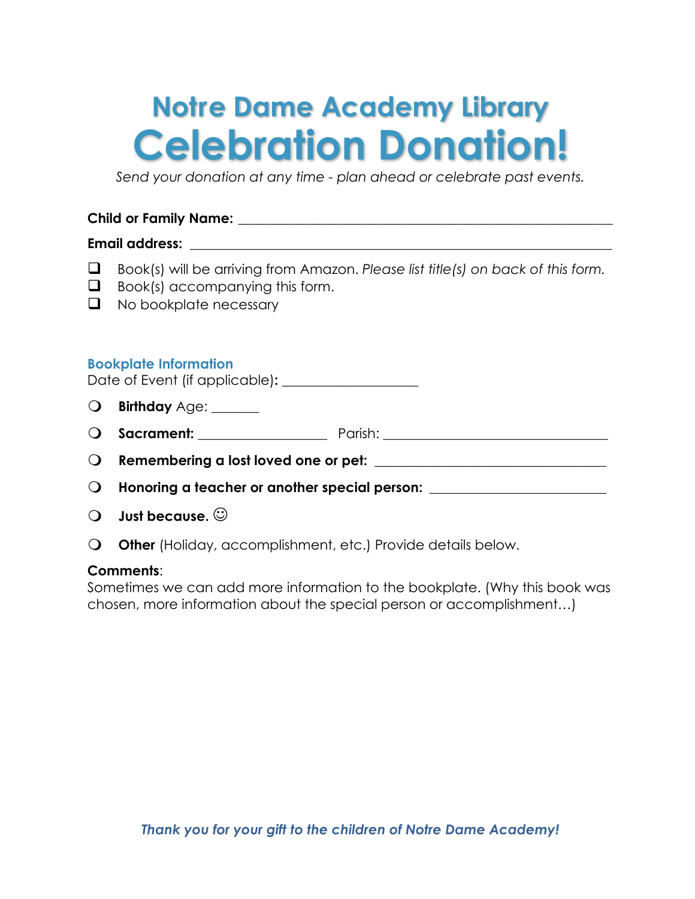# Notre Dame Academy Library
# Celebration Donation!

*Send your donation at any time - plan ahead or celebrate past events.*

**Child or Family Name:** ____________________________________________________

**Email address:** _________________________________________________________

- ❑ Book(s) will be arriving from Amazon. *Please list title(s) on back of this form.*
- ❑ Book(s) accompanying this form.
- ❑ No bookplate necessary

## Bookplate Information

Date of Event (if applicable)**:** __________________

- ❍ **Birthday** Age: _______
- ❍ **Sacrament:** __________________ Parish: _______________________________
- ❍ **Remembering a lost loved one or pet:** ________________________________
- ❍ **Honoring a teacher or another special person:** ________________________
- ❍ **Just because.** ☺
- ❍ **Other** (Holiday, accomplishment, etc.) Provide details below.

**Comments**:
Sometimes we can add more information to the bookplate. (Why this book was chosen, more information about the special person or accomplishment…)

***Thank you for your gift to the children of Notre Dame Academy!***